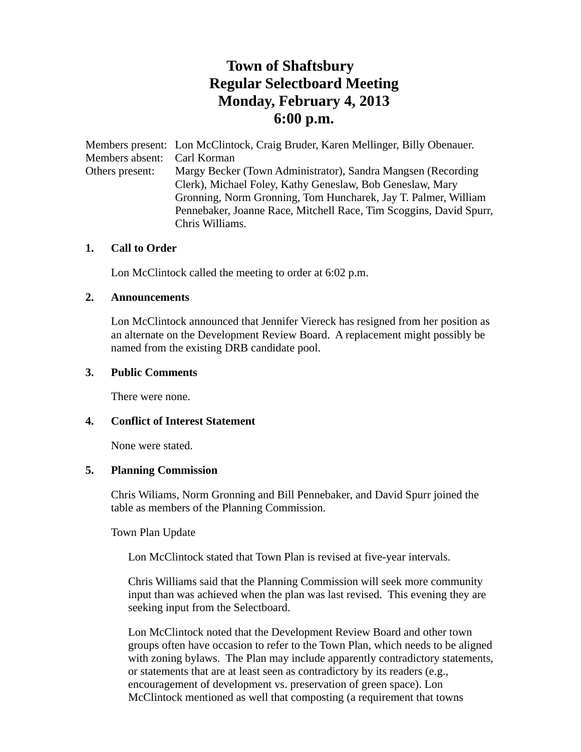# Town of Shaftsbury
## Regular Selectboard Meeting
## Monday, February 4, 2013
## 6:00 p.m.

Members present: Lon McClintock, Craig Bruder, Karen Mellinger, Billy Obenauer.
Members absent: Carl Korman
Others present: Margy Becker (Town Administrator), Sandra Mangsen (Recording Clerk), Michael Foley, Kathy Geneslaw, Bob Geneslaw, Mary Gronning, Norm Gronning, Tom Huncharek, Jay T. Palmer, William Pennebaker, Joanne Race, Mitchell Race, Tim Scoggins, David Spurr, Chris Williams.

**1. Call to Order**

Lon McClintock called the meeting to order at 6:02 p.m.

**2. Announcements**

Lon McClintock announced that Jennifer Viereck has resigned from her position as an alternate on the Development Review Board. A replacement might possibly be named from the existing DRB candidate pool.

**3. Public Comments**

There were none.

**4. Conflict of Interest Statement**

None were stated.

**5. Planning Commission**

Chris Wiliams, Norm Gronning and Bill Pennebaker, and David Spurr joined the table as members of the Planning Commission.

Town Plan Update

Lon McClintock stated that Town Plan is revised at five-year intervals.

Chris Williams said that the Planning Commission will seek more community input than was achieved when the plan was last revised. This evening they are seeking input from the Selectboard.

Lon McClintock noted that the Development Review Board and other town groups often have occasion to refer to the Town Plan, which needs to be aligned with zoning bylaws. The Plan may include apparently contradictory statements, or statements that are at least seen as contradictory by its readers (e.g., encouragement of development vs. preservation of green space). Lon McClintock mentioned as well that composting (a requirement that towns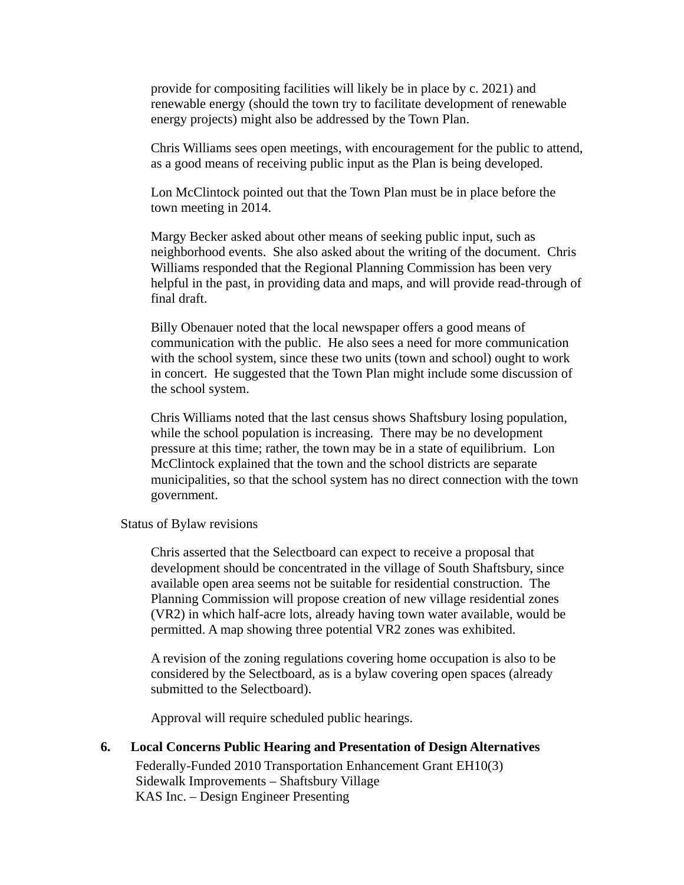provide for compositing facilities will likely be in place by c. 2021) and renewable energy (should the town try to facilitate development of renewable energy projects) might also be addressed by the Town Plan.

Chris Williams sees open meetings, with encouragement for the public to attend, as a good means of receiving public input as the Plan is being developed.

Lon McClintock pointed out that the Town Plan must be in place before the town meeting in 2014.

Margy Becker asked about other means of seeking public input, such as neighborhood events. She also asked about the writing of the document. Chris Williams responded that the Regional Planning Commission has been very helpful in the past, in providing data and maps, and will provide read-through of final draft.

Billy Obenauer noted that the local newspaper offers a good means of communication with the public. He also sees a need for more communication with the school system, since these two units (town and school) ought to work in concert. He suggested that the Town Plan might include some discussion of the school system.

Chris Williams noted that the last census shows Shaftsbury losing population, while the school population is increasing. There may be no development pressure at this time; rather, the town may be in a state of equilibrium. Lon McClintock explained that the town and the school districts are separate municipalities, so that the school system has no direct connection with the town government.

Status of Bylaw revisions

Chris asserted that the Selectboard can expect to receive a proposal that development should be concentrated in the village of South Shaftsbury, since available open area seems not be suitable for residential construction. The Planning Commission will propose creation of new village residential zones (VR2) in which half-acre lots, already having town water available, would be permitted. A map showing three potential VR2 zones was exhibited.

A revision of the zoning regulations covering home occupation is also to be considered by the Selectboard, as is a bylaw covering open spaces (already submitted to the Selectboard).

Approval will require scheduled public hearings.

**6. Local Concerns Public Hearing and Presentation of Design Alternatives**

Federally-Funded 2010 Transportation Enhancement Grant EH10(3)
Sidewalk Improvements – Shaftsbury Village
KAS Inc. – Design Engineer Presenting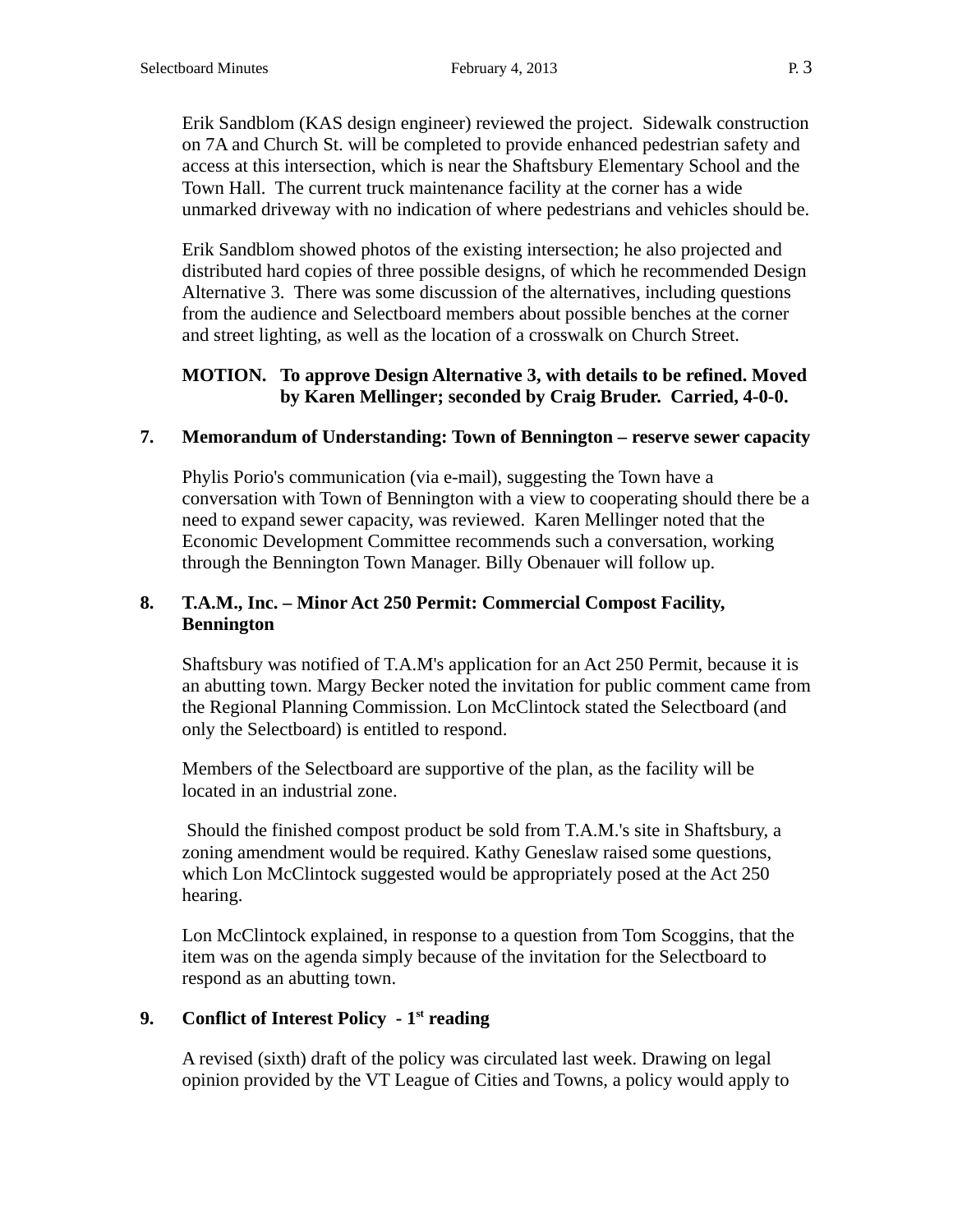Erik Sandblom (KAS design engineer) reviewed the project. Sidewalk construction on 7A and Church St. will be completed to provide enhanced pedestrian safety and access at this intersection, which is near the Shaftsbury Elementary School and the Town Hall. The current truck maintenance facility at the corner has a wide unmarked driveway with no indication of where pedestrians and vehicles should be.

Erik Sandblom showed photos of the existing intersection; he also projected and distributed hard copies of three possible designs, of which he recommended Design Alternative 3. There was some discussion of the alternatives, including questions from the audience and Selectboard members about possible benches at the corner and street lighting, as well as the location of a crosswalk on Church Street.

**MOTION. To approve Design Alternative 3, with details to be refined. Moved by Karen Mellinger; seconded by Craig Bruder. Carried, 4-0-0.**

**7. Memorandum of Understanding: Town of Bennington – reserve sewer capacity**

Phylis Porio's communication (via e-mail), suggesting the Town have a conversation with Town of Bennington with a view to cooperating should there be a need to expand sewer capacity, was reviewed. Karen Mellinger noted that the Economic Development Committee recommends such a conversation, working through the Bennington Town Manager. Billy Obenauer will follow up.

**8. T.A.M., Inc. – Minor Act 250 Permit: Commercial Compost Facility, Bennington**

Shaftsbury was notified of T.A.M's application for an Act 250 Permit, because it is an abutting town. Margy Becker noted the invitation for public comment came from the Regional Planning Commission. Lon McClintock stated the Selectboard (and only the Selectboard) is entitled to respond.

Members of the Selectboard are supportive of the plan, as the facility will be located in an industrial zone.

Should the finished compost product be sold from T.A.M.'s site in Shaftsbury, a zoning amendment would be required. Kathy Geneslaw raised some questions, which Lon McClintock suggested would be appropriately posed at the Act 250 hearing.

Lon McClintock explained, in response to a question from Tom Scoggins, that the item was on the agenda simply because of the invitation for the Selectboard to respond as an abutting town.

**9. Conflict of Interest Policy - 1st reading**

A revised (sixth) draft of the policy was circulated last week. Drawing on legal opinion provided by the VT League of Cities and Towns, a policy would apply to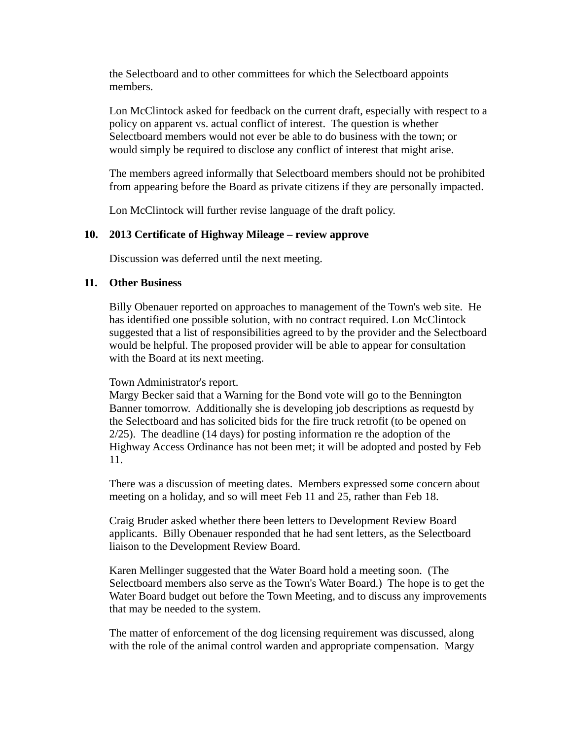the Selectboard and to other committees for which the Selectboard appoints members.

Lon McClintock asked for feedback on the current draft, especially with respect to a policy on apparent vs. actual conflict of interest. The question is whether Selectboard members would not ever be able to do business with the town; or would simply be required to disclose any conflict of interest that might arise.

The members agreed informally that Selectboard members should not be prohibited from appearing before the Board as private citizens if they are personally impacted.

Lon McClintock will further revise language of the draft policy.

**10. 2013 Certificate of Highway Mileage – review approve**

Discussion was deferred until the next meeting.

**11. Other Business**

Billy Obenauer reported on approaches to management of the Town's web site. He has identified one possible solution, with no contract required. Lon McClintock suggested that a list of responsibilities agreed to by the provider and the Selectboard would be helpful. The proposed provider will be able to appear for consultation with the Board at its next meeting.

Town Administrator's report.
Margy Becker said that a Warning for the Bond vote will go to the Bennington Banner tomorrow. Additionally she is developing job descriptions as requestd by the Selectboard and has solicited bids for the fire truck retrofit (to be opened on 2/25). The deadline (14 days) for posting information re the adoption of the Highway Access Ordinance has not been met; it will be adopted and posted by Feb 11.

There was a discussion of meeting dates. Members expressed some concern about meeting on a holiday, and so will meet Feb 11 and 25, rather than Feb 18.

Craig Bruder asked whether there been letters to Development Review Board applicants. Billy Obenauer responded that he had sent letters, as the Selectboard liaison to the Development Review Board.

Karen Mellinger suggested that the Water Board hold a meeting soon. (The Selectboard members also serve as the Town's Water Board.) The hope is to get the Water Board budget out before the Town Meeting, and to discuss any improvements that may be needed to the system.

The matter of enforcement of the dog licensing requirement was discussed, along with the role of the animal control warden and appropriate compensation. Margy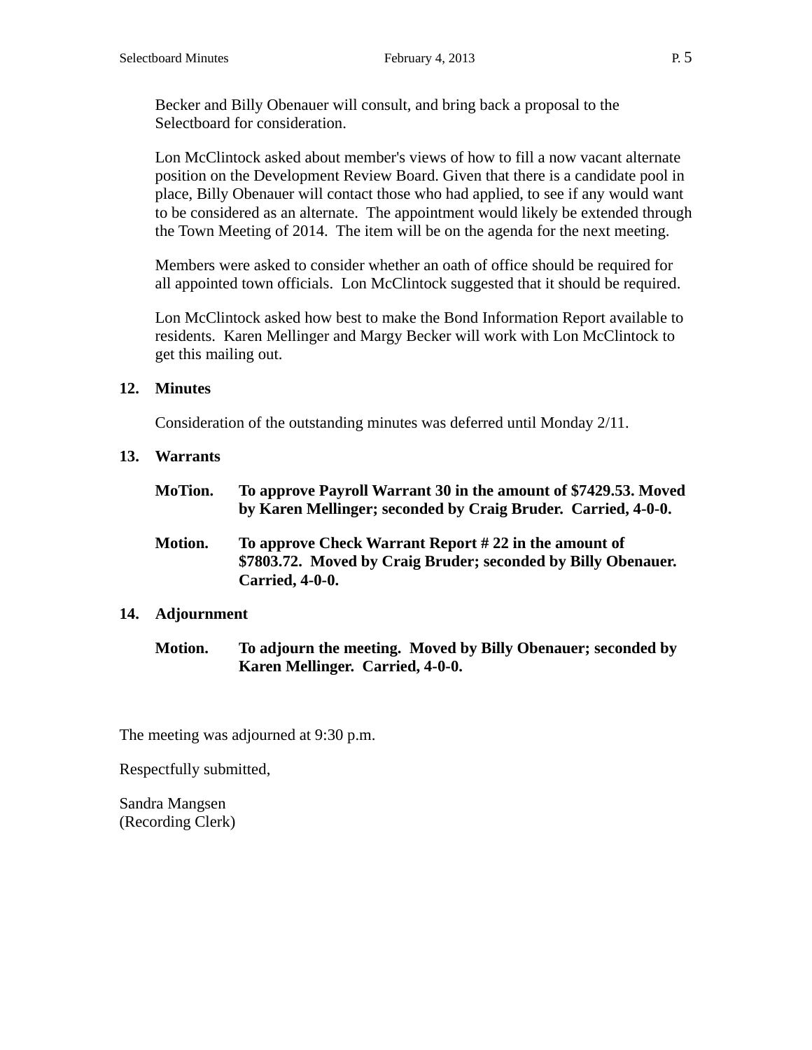Becker and Billy Obenauer will consult, and bring back a proposal to the Selectboard for consideration.

Lon McClintock asked about member's views of how to fill a now vacant alternate position on the Development Review Board. Given that there is a candidate pool in place, Billy Obenauer will contact those who had applied, to see if any would want to be considered as an alternate. The appointment would likely be extended through the Town Meeting of 2014. The item will be on the agenda for the next meeting.

Members were asked to consider whether an oath of office should be required for all appointed town officials. Lon McClintock suggested that it should be required.

Lon McClintock asked how best to make the Bond Information Report available to residents. Karen Mellinger and Margy Becker will work with Lon McClintock to get this mailing out.

**12. Minutes**

Consideration of the outstanding minutes was deferred until Monday 2/11.

**13. Warrants**

**MoTion.** **To approve Payroll Warrant 30 in the amount of $7429.53. Moved by Karen Mellinger; seconded by Craig Bruder. Carried, 4-0-0.**

**Motion.** **To approve Check Warrant Report # 22 in the amount of $7803.72. Moved by Craig Bruder; seconded by Billy Obenauer. Carried, 4-0-0.**

**14. Adjournment**

**Motion.** **To adjourn the meeting. Moved by Billy Obenauer; seconded by Karen Mellinger. Carried, 4-0-0.**

The meeting was adjourned at 9:30 p.m.

Respectfully submitted,

Sandra Mangsen
(Recording Clerk)